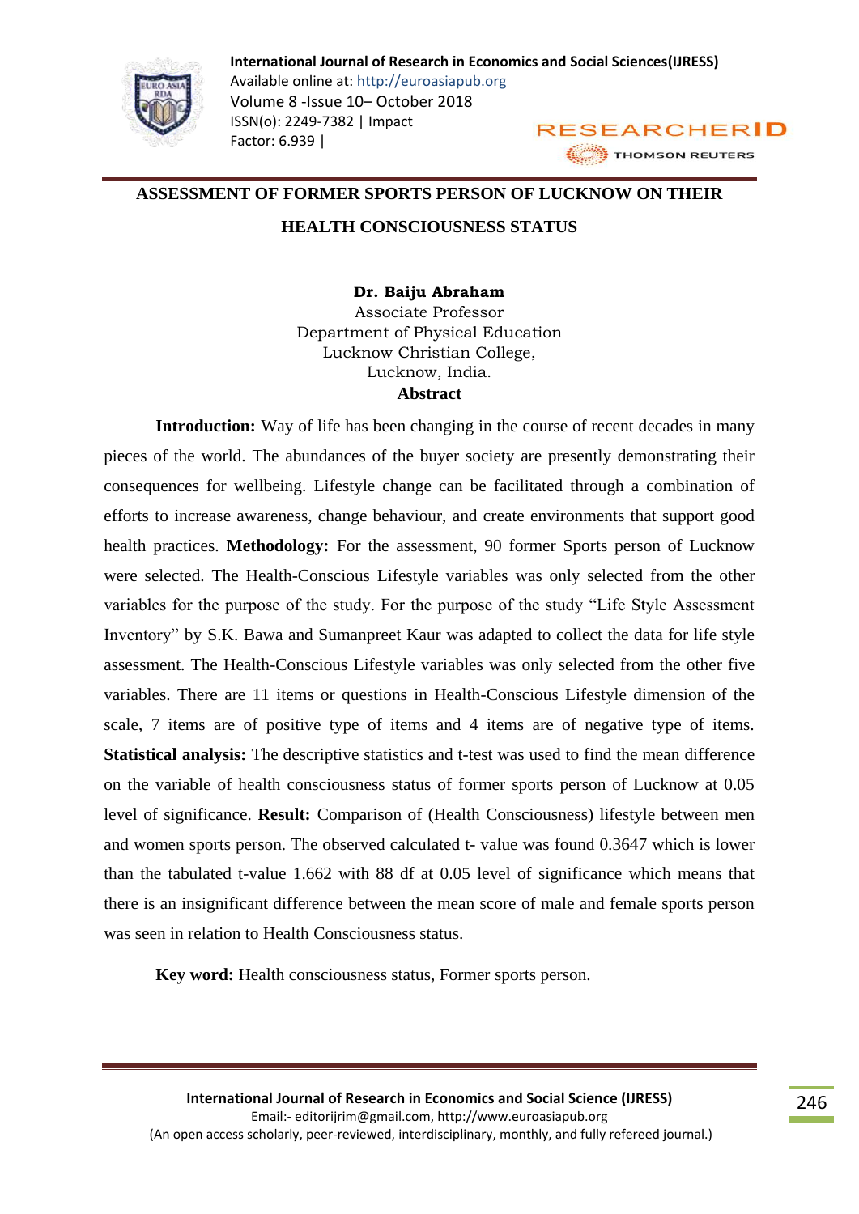# ASSESSMENT OF FORMER SPORTS PERSON OF LUCKNOW ON THEIR HEALTH CONSCIOUSNESS STATUS

**Dr. Baiju Abraham**
Associate Professor
Department of Physical Education
Lucknow Christian College,
Lucknow, India.

## Abstract

**Introduction:** Way of life has been changing in the course of recent decades in many pieces of the world. The abundances of the buyer society are presently demonstrating their consequences for wellbeing. Lifestyle change can be facilitated through a combination of efforts to increase awareness, change behaviour, and create environments that support good health practices. **Methodology:** For the assessment, 90 former Sports person of Lucknow were selected. The Health-Conscious Lifestyle variables was only selected from the other variables for the purpose of the study. For the purpose of the study "Life Style Assessment Inventory" by S.K. Bawa and Sumanpreet Kaur was adapted to collect the data for life style assessment. The Health-Conscious Lifestyle variables was only selected from the other five variables. There are 11 items or questions in Health-Conscious Lifestyle dimension of the scale, 7 items are of positive type of items and 4 items are of negative type of items. **Statistical analysis:** The descriptive statistics and t-test was used to find the mean difference on the variable of health consciousness status of former sports person of Lucknow at 0.05 level of significance. **Result:** Comparison of (Health Consciousness) lifestyle between men and women sports person. The observed calculated t- value was found 0.3647 which is lower than the tabulated t-value 1.662 with 88 df at 0.05 level of significance which means that there is an insignificant difference between the mean score of male and female sports person was seen in relation to Health Consciousness status.

**Key word:** Health consciousness status, Former sports person.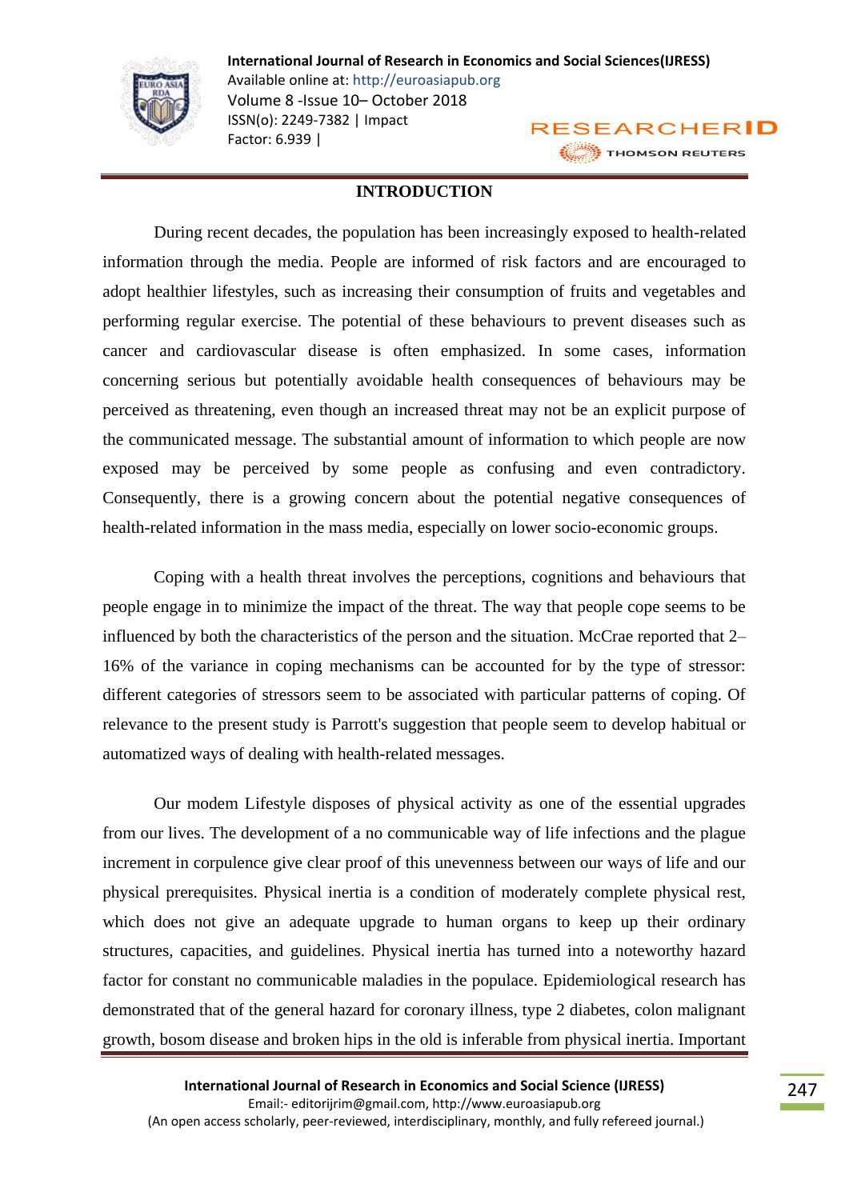## INTRODUCTION

During recent decades, the population has been increasingly exposed to health-related information through the media. People are informed of risk factors and are encouraged to adopt healthier lifestyles, such as increasing their consumption of fruits and vegetables and performing regular exercise. The potential of these behaviours to prevent diseases such as cancer and cardiovascular disease is often emphasized. In some cases, information concerning serious but potentially avoidable health consequences of behaviours may be perceived as threatening, even though an increased threat may not be an explicit purpose of the communicated message. The substantial amount of information to which people are now exposed may be perceived by some people as confusing and even contradictory. Consequently, there is a growing concern about the potential negative consequences of health-related information in the mass media, especially on lower socio-economic groups.

Coping with a health threat involves the perceptions, cognitions and behaviours that people engage in to minimize the impact of the threat. The way that people cope seems to be influenced by both the characteristics of the person and the situation. McCrae reported that 2–16% of the variance in coping mechanisms can be accounted for by the type of stressor: different categories of stressors seem to be associated with particular patterns of coping. Of relevance to the present study is Parrott's suggestion that people seem to develop habitual or automatized ways of dealing with health-related messages.

Our modem Lifestyle disposes of physical activity as one of the essential upgrades from our lives. The development of a no communicable way of life infections and the plague increment in corpulence give clear proof of this unevenness between our ways of life and our physical prerequisites. Physical inertia is a condition of moderately complete physical rest, which does not give an adequate upgrade to human organs to keep up their ordinary structures, capacities, and guidelines. Physical inertia has turned into a noteworthy hazard factor for constant no communicable maladies in the populace. Epidemiological research has demonstrated that of the general hazard for coronary illness, type 2 diabetes, colon malignant growth, bosom disease and broken hips in the old is inferable from physical inertia. Important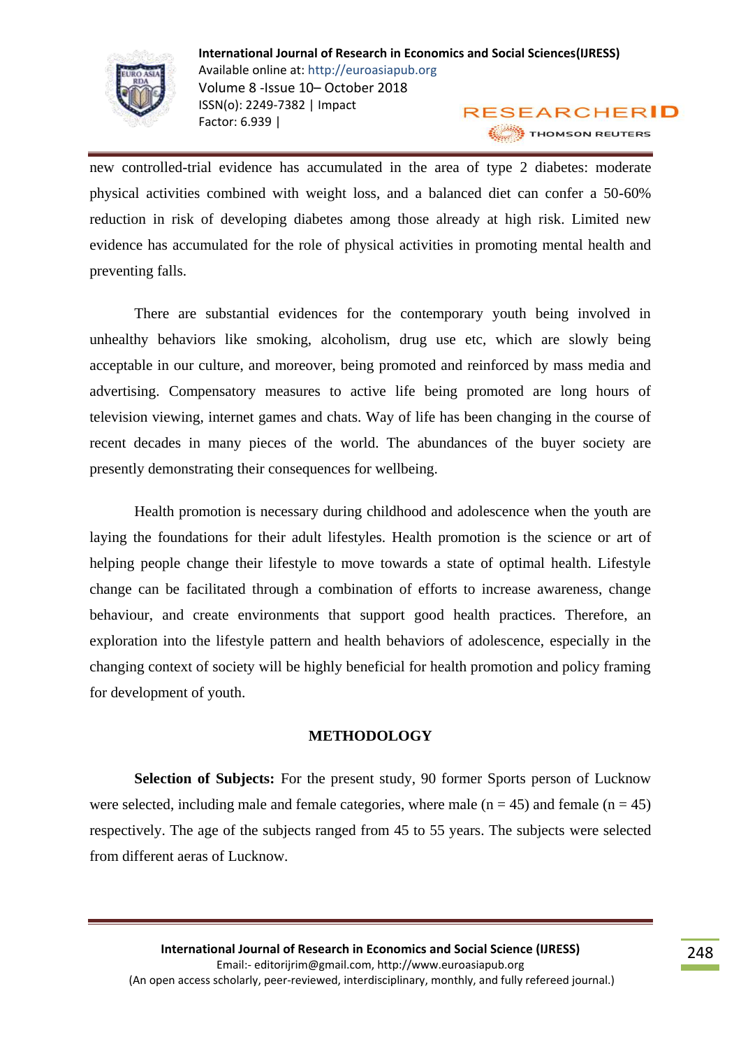new controlled-trial evidence has accumulated in the area of type 2 diabetes: moderate physical activities combined with weight loss, and a balanced diet can confer a 50-60% reduction in risk of developing diabetes among those already at high risk. Limited new evidence has accumulated for the role of physical activities in promoting mental health and preventing falls.

There are substantial evidences for the contemporary youth being involved in unhealthy behaviors like smoking, alcoholism, drug use etc, which are slowly being acceptable in our culture, and moreover, being promoted and reinforced by mass media and advertising. Compensatory measures to active life being promoted are long hours of television viewing, internet games and chats. Way of life has been changing in the course of recent decades in many pieces of the world. The abundances of the buyer society are presently demonstrating their consequences for wellbeing.

Health promotion is necessary during childhood and adolescence when the youth are laying the foundations for their adult lifestyles. Health promotion is the science or art of helping people change their lifestyle to move towards a state of optimal health. Lifestyle change can be facilitated through a combination of efforts to increase awareness, change behaviour, and create environments that support good health practices. Therefore, an exploration into the lifestyle pattern and health behaviors of adolescence, especially in the changing context of society will be highly beneficial for health promotion and policy framing for development of youth.

## METHODOLOGY

**Selection of Subjects:** For the present study, 90 former Sports person of Lucknow were selected, including male and female categories, where male (n = 45) and female (n = 45) respectively. The age of the subjects ranged from 45 to 55 years. The subjects were selected from different aeras of Lucknow.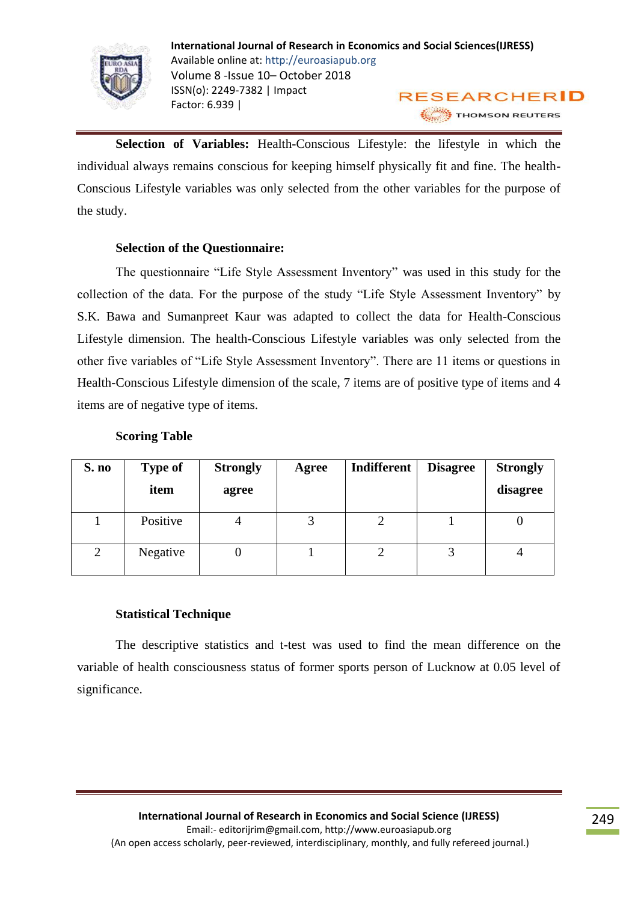**Selection of Variables:** Health-Conscious Lifestyle: the lifestyle in which the individual always remains conscious for keeping himself physically fit and fine. The health-Conscious Lifestyle variables was only selected from the other variables for the purpose of the study.

**Selection of the Questionnaire:**

The questionnaire "Life Style Assessment Inventory" was used in this study for the collection of the data. For the purpose of the study "Life Style Assessment Inventory" by S.K. Bawa and Sumanpreet Kaur was adapted to collect the data for Health-Conscious Lifestyle dimension. The health-Conscious Lifestyle variables was only selected from the other five variables of "Life Style Assessment Inventory". There are 11 items or questions in Health-Conscious Lifestyle dimension of the scale, 7 items are of positive type of items and 4 items are of negative type of items.

**Scoring Table**

| S. no | Type of item | Strongly agree | Agree | Indifferent | Disagree | Strongly disagree |
|---|---|---|---|---|---|---|
| 1 | Positive | 4 | 3 | 2 | 1 | 0 |
| 2 | Negative | 0 | 1 | 2 | 3 | 4 |

**Statistical Technique**

The descriptive statistics and t-test was used to find the mean difference on the variable of health consciousness status of former sports person of Lucknow at 0.05 level of significance.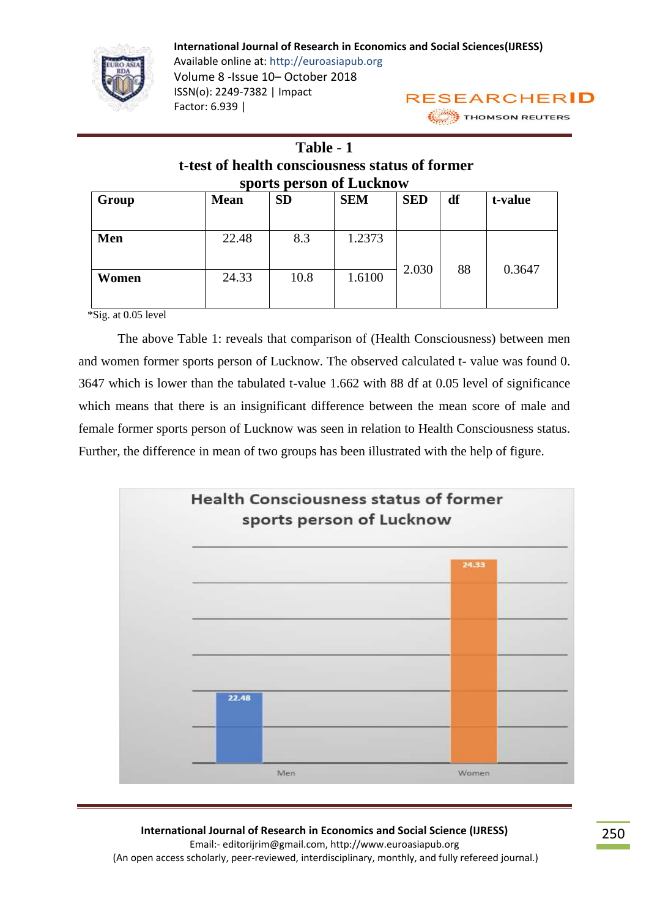## Table - 1

### t-test of health consciousness status of former sports person of Lucknow

| Group | Mean | SD | SEM | SED | df | t-value |
|---|---|---|---|---|---|---|
| Men | 22.48 | 8.3 | 1.2373 | 2.030 | 88 | 0.3647 |
| Women | 24.33 | 10.8 | 1.6100 | | | |

*Sig. at 0.05 level

The above Table 1: reveals that comparison of (Health Consciousness) between men and women former sports person of Lucknow. The observed calculated t- value was found 0. 3647 which is lower than the tabulated t-value 1.662 with 88 df at 0.05 level of significance which means that there is an insignificant difference between the mean score of male and female former sports person of Lucknow was seen in relation to Health Consciousness status. Further, the difference in mean of two groups has been illustrated with the help of figure.

**Health Consciousness status of former sports person of Lucknow**

| Group | Mean |
|---|---|
| Men | 22.48 |
| Women | 24.33 |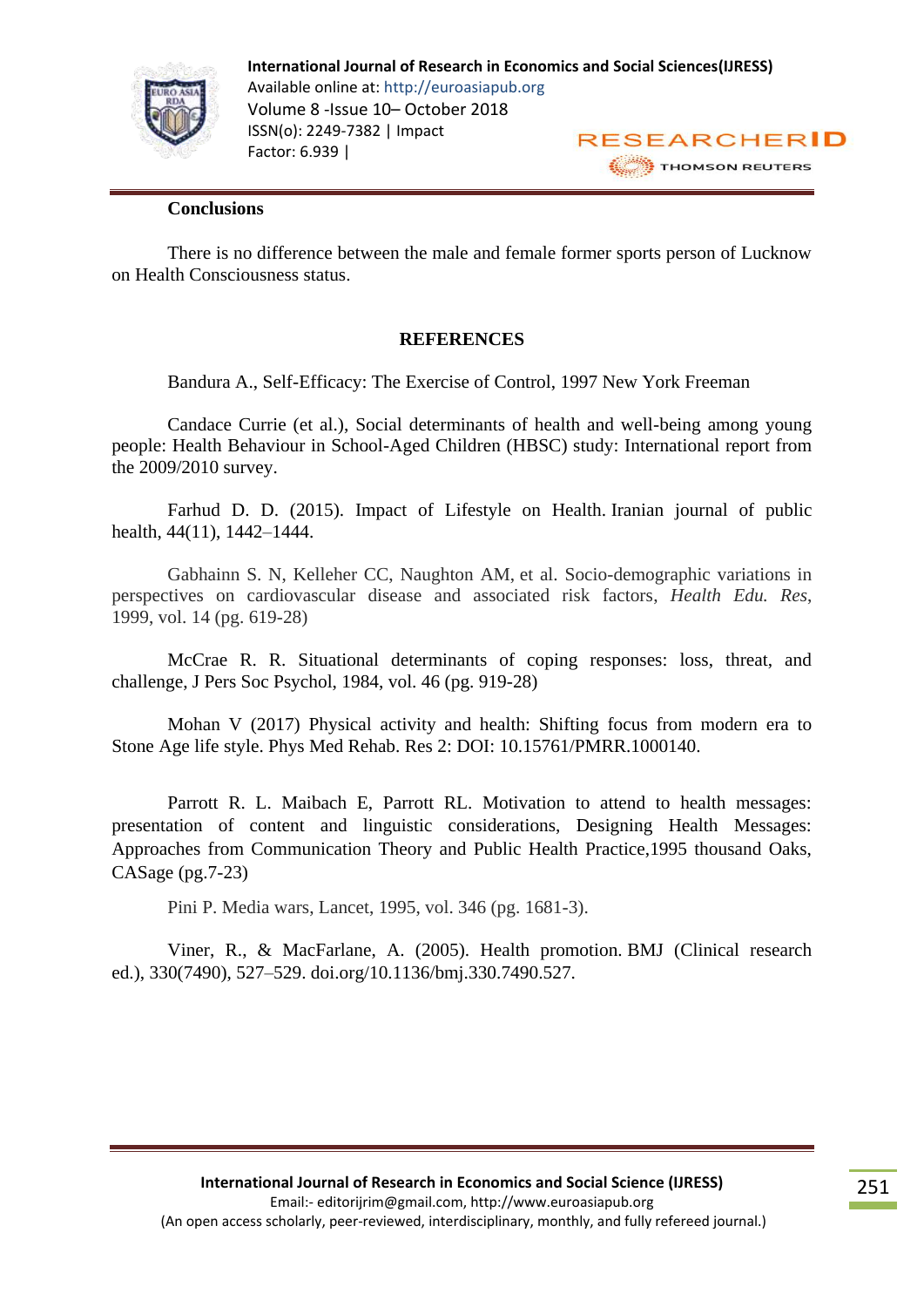**Conclusions**

There is no difference between the male and female former sports person of Lucknow on Health Consciousness status.

## REFERENCES

Bandura A., Self-Efficacy: The Exercise of Control, 1997 New York Freeman

Candace Currie (et al.), Social determinants of health and well-being among young people: Health Behaviour in School-Aged Children (HBSC) study: International report from the 2009/2010 survey.

Farhud D. D. (2015). Impact of Lifestyle on Health. Iranian journal of public health, 44(11), 1442–1444.

Gabhainn S. N, Kelleher CC, Naughton AM, et al. Socio-demographic variations in perspectives on cardiovascular disease and associated risk factors, *Health Edu. Res*, 1999, vol. 14 (pg. 619-28)

McCrae R. R. Situational determinants of coping responses: loss, threat, and challenge, J Pers Soc Psychol, 1984, vol. 46 (pg. 919-28)

Mohan V (2017) Physical activity and health: Shifting focus from modern era to Stone Age life style. Phys Med Rehab. Res 2: DOI: 10.15761/PMRR.1000140.

Parrott R. L. Maibach E, Parrott RL. Motivation to attend to health messages: presentation of content and linguistic considerations, Designing Health Messages: Approaches from Communication Theory and Public Health Practice,1995 thousand Oaks, CASage (pg.7-23)

Pini P. Media wars, Lancet, 1995, vol. 346 (pg. 1681-3).

Viner, R., & MacFarlane, A. (2005). Health promotion. BMJ (Clinical research ed.), 330(7490), 527–529. doi.org/10.1136/bmj.330.7490.527.